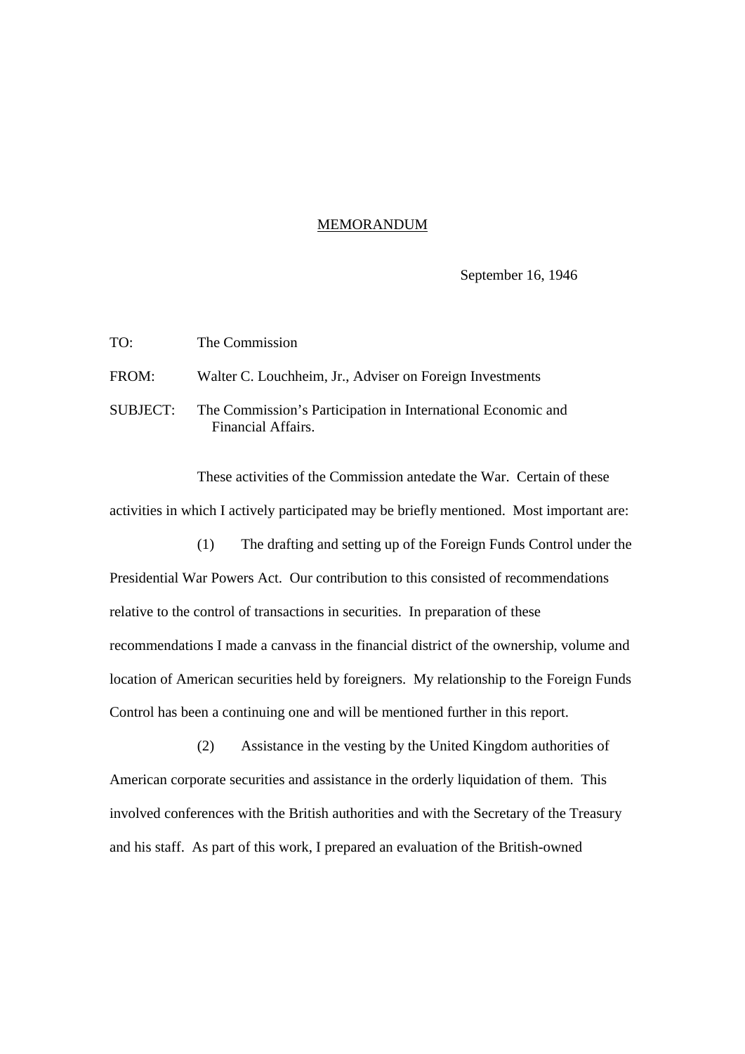MEMORANDUM

September 16, 1946

TO: The Commission

FROM: Walter C. Louchheim, Jr., Adviser on Foreign Investments

SUBJECT: The Commission's Participation in International Economic and Financial Affairs.

These activities of the Commission antedate the War. Certain of these activities in which I actively participated may be briefly mentioned. Most important are:

(1) The drafting and setting up of the Foreign Funds Control under the Presidential War Powers Act. Our contribution to this consisted of recommendations relative to the control of transactions in securities. In preparation of these recommendations I made a canvass in the financial district of the ownership, volume and location of American securities held by foreigners. My relationship to the Foreign Funds Control has been a continuing one and will be mentioned further in this report.

(2) Assistance in the vesting by the United Kingdom authorities of American corporate securities and assistance in the orderly liquidation of them. This involved conferences with the British authorities and with the Secretary of the Treasury and his staff. As part of this work, I prepared an evaluation of the British-owned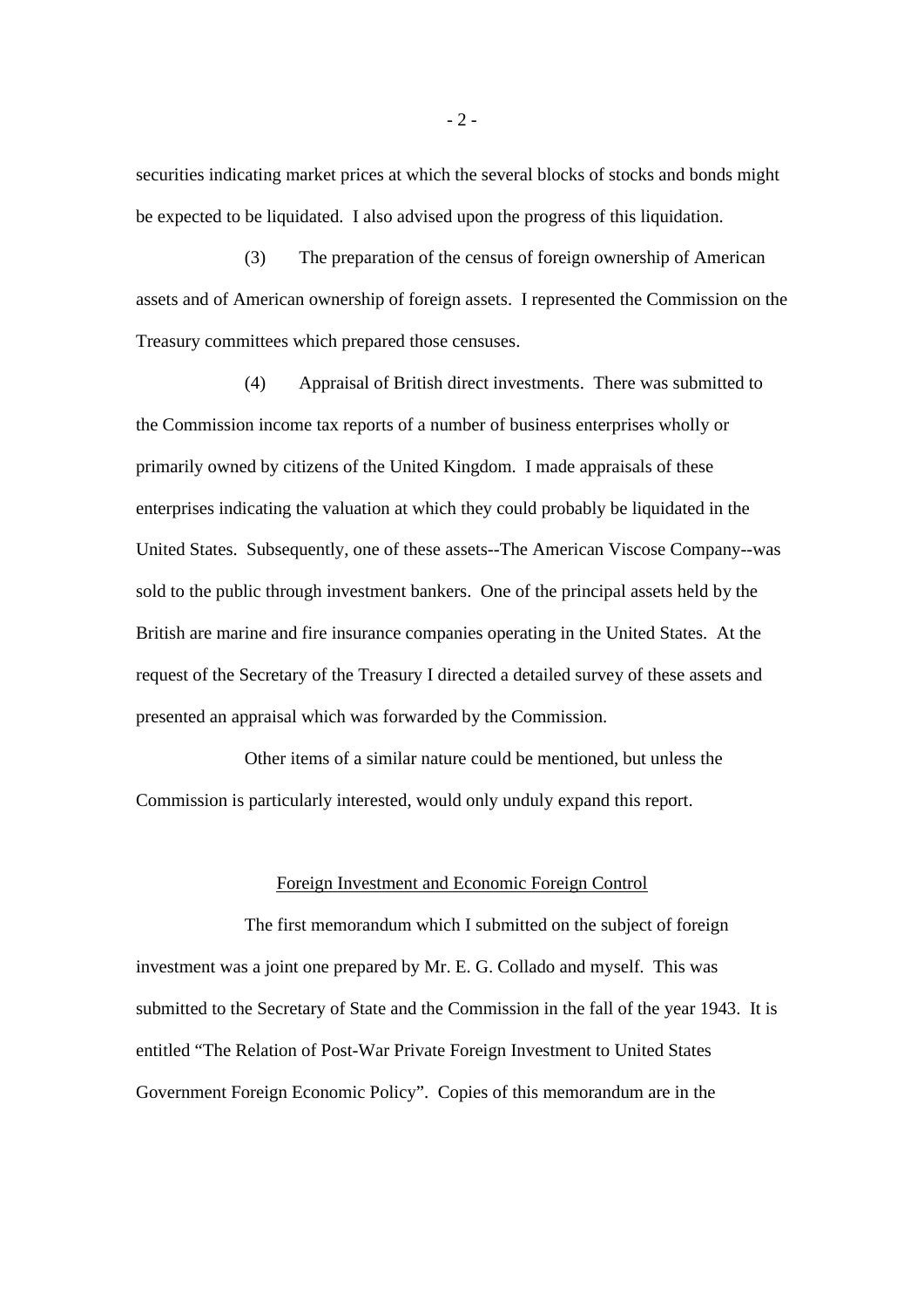securities indicating market prices at which the several blocks of stocks and bonds might be expected to be liquidated. I also advised upon the progress of this liquidation.

(3) The preparation of the census of foreign ownership of American assets and of American ownership of foreign assets. I represented the Commission on the Treasury committees which prepared those censuses.

(4) Appraisal of British direct investments. There was submitted to the Commission income tax reports of a number of business enterprises wholly or primarily owned by citizens of the United Kingdom. I made appraisals of these enterprises indicating the valuation at which they could probably be liquidated in the United States. Subsequently, one of these assets--The American Viscose Company--was sold to the public through investment bankers. One of the principal assets held by the British are marine and fire insurance companies operating in the United States. At the request of the Secretary of the Treasury I directed a detailed survey of these assets and presented an appraisal which was forwarded by the Commission.

Other items of a similar nature could be mentioned, but unless the Commission is particularly interested, would only unduly expand this report.

## Foreign Investment and Economic Foreign Control

The first memorandum which I submitted on the subject of foreign investment was a joint one prepared by Mr. E. G. Collado and myself. This was submitted to the Secretary of State and the Commission in the fall of the year 1943. It is entitled "The Relation of Post-War Private Foreign Investment to United States Government Foreign Economic Policy". Copies of this memorandum are in the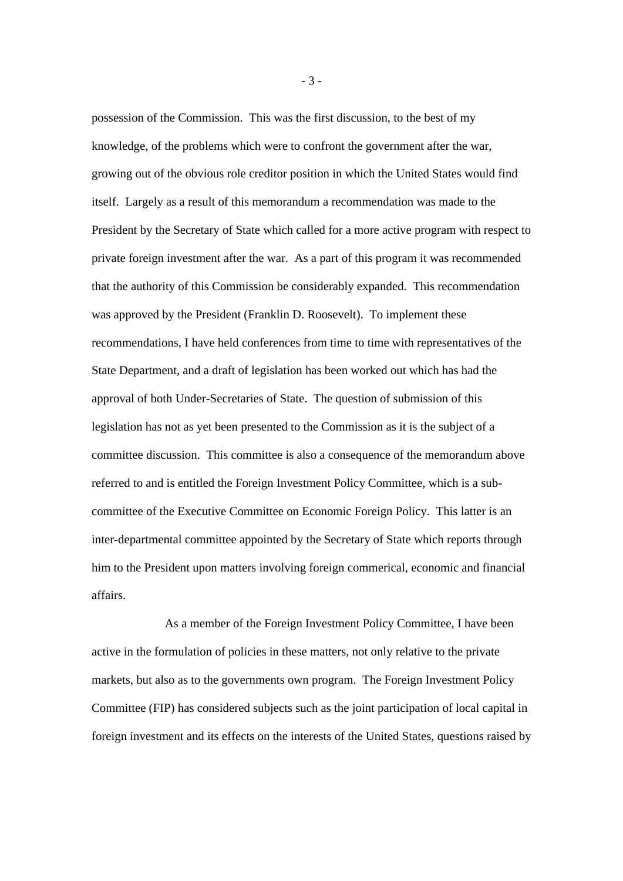possession of the Commission. This was the first discussion, to the best of my knowledge, of the problems which were to confront the government after the war, growing out of the obvious role creditor position in which the United States would find itself. Largely as a result of this memorandum a recommendation was made to the President by the Secretary of State which called for a more active program with respect to private foreign investment after the war. As a part of this program it was recommended that the authority of this Commission be considerably expanded. This recommendation was approved by the President (Franklin D. Roosevelt). To implement these recommendations, I have held conferences from time to time with representatives of the State Department, and a draft of legislation has been worked out which has had the approval of both Under-Secretaries of State. The question of submission of this legislation has not as yet been presented to the Commission as it is the subject of a committee discussion. This committee is also a consequence of the memorandum above referred to and is entitled the Foreign Investment Policy Committee, which is a sub-committee of the Executive Committee on Economic Foreign Policy. This latter is an inter-departmental committee appointed by the Secretary of State which reports through him to the President upon matters involving foreign commerical, economic and financial affairs.

As a member of the Foreign Investment Policy Committee, I have been active in the formulation of policies in these matters, not only relative to the private markets, but also as to the governments own program. The Foreign Investment Policy Committee (FIP) has considered subjects such as the joint participation of local capital in foreign investment and its effects on the interests of the United States, questions raised by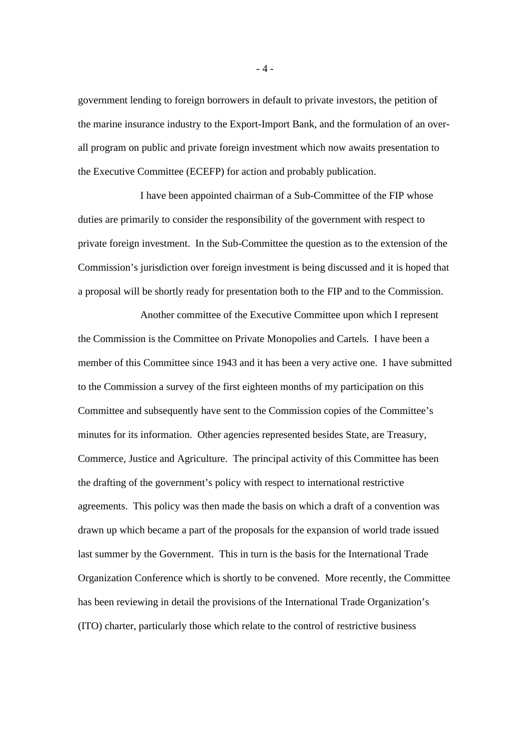government lending to foreign borrowers in default to private investors, the petition of the marine insurance industry to the Export-Import Bank, and the formulation of an over-all program on public and private foreign investment which now awaits presentation to the Executive Committee (ECEFP) for action and probably publication.

I have been appointed chairman of a Sub-Committee of the FIP whose duties are primarily to consider the responsibility of the government with respect to private foreign investment. In the Sub-Committee the question as to the extension of the Commission's jurisdiction over foreign investment is being discussed and it is hoped that a proposal will be shortly ready for presentation both to the FIP and to the Commission.

Another committee of the Executive Committee upon which I represent the Commission is the Committee on Private Monopolies and Cartels. I have been a member of this Committee since 1943 and it has been a very active one. I have submitted to the Commission a survey of the first eighteen months of my participation on this Committee and subsequently have sent to the Commission copies of the Committee's minutes for its information. Other agencies represented besides State, are Treasury, Commerce, Justice and Agriculture. The principal activity of this Committee has been the drafting of the government's policy with respect to international restrictive agreements. This policy was then made the basis on which a draft of a convention was drawn up which became a part of the proposals for the expansion of world trade issued last summer by the Government. This in turn is the basis for the International Trade Organization Conference which is shortly to be convened. More recently, the Committee has been reviewing in detail the provisions of the International Trade Organization's (ITO) charter, particularly those which relate to the control of restrictive business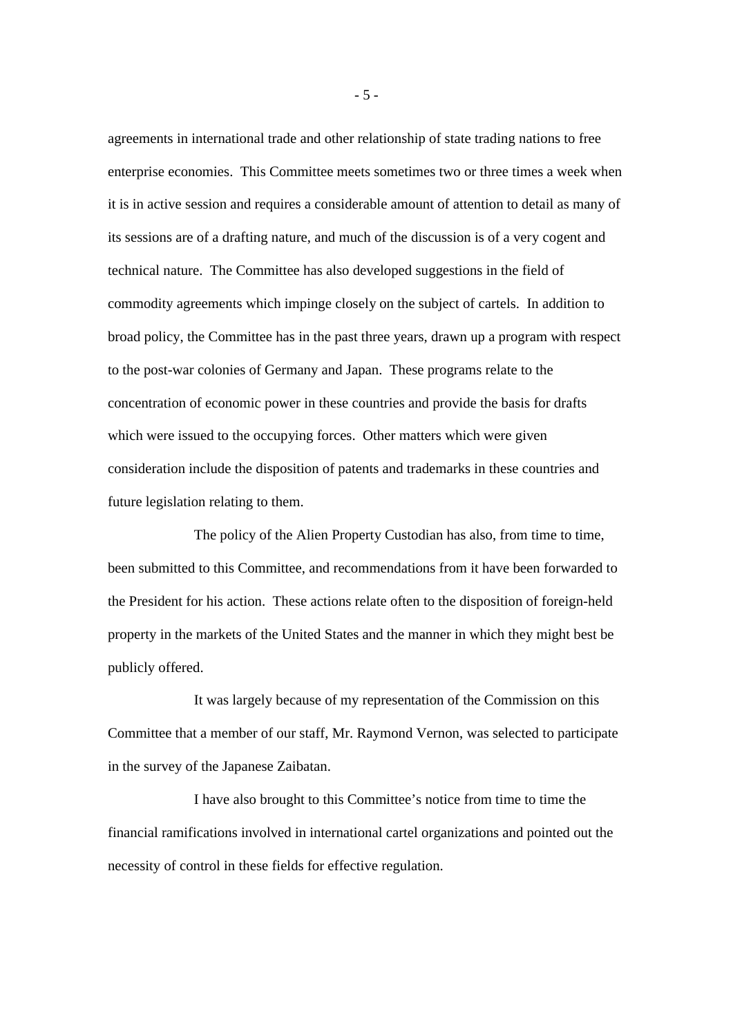agreements in international trade and other relationship of state trading nations to free enterprise economies. This Committee meets sometimes two or three times a week when it is in active session and requires a considerable amount of attention to detail as many of its sessions are of a drafting nature, and much of the discussion is of a very cogent and technical nature. The Committee has also developed suggestions in the field of commodity agreements which impinge closely on the subject of cartels. In addition to broad policy, the Committee has in the past three years, drawn up a program with respect to the post-war colonies of Germany and Japan. These programs relate to the concentration of economic power in these countries and provide the basis for drafts which were issued to the occupying forces. Other matters which were given consideration include the disposition of patents and trademarks in these countries and future legislation relating to them.

The policy of the Alien Property Custodian has also, from time to time, been submitted to this Committee, and recommendations from it have been forwarded to the President for his action. These actions relate often to the disposition of foreign-held property in the markets of the United States and the manner in which they might best be publicly offered.

It was largely because of my representation of the Commission on this Committee that a member of our staff, Mr. Raymond Vernon, was selected to participate in the survey of the Japanese Zaibatan.

I have also brought to this Committee's notice from time to time the financial ramifications involved in international cartel organizations and pointed out the necessity of control in these fields for effective regulation.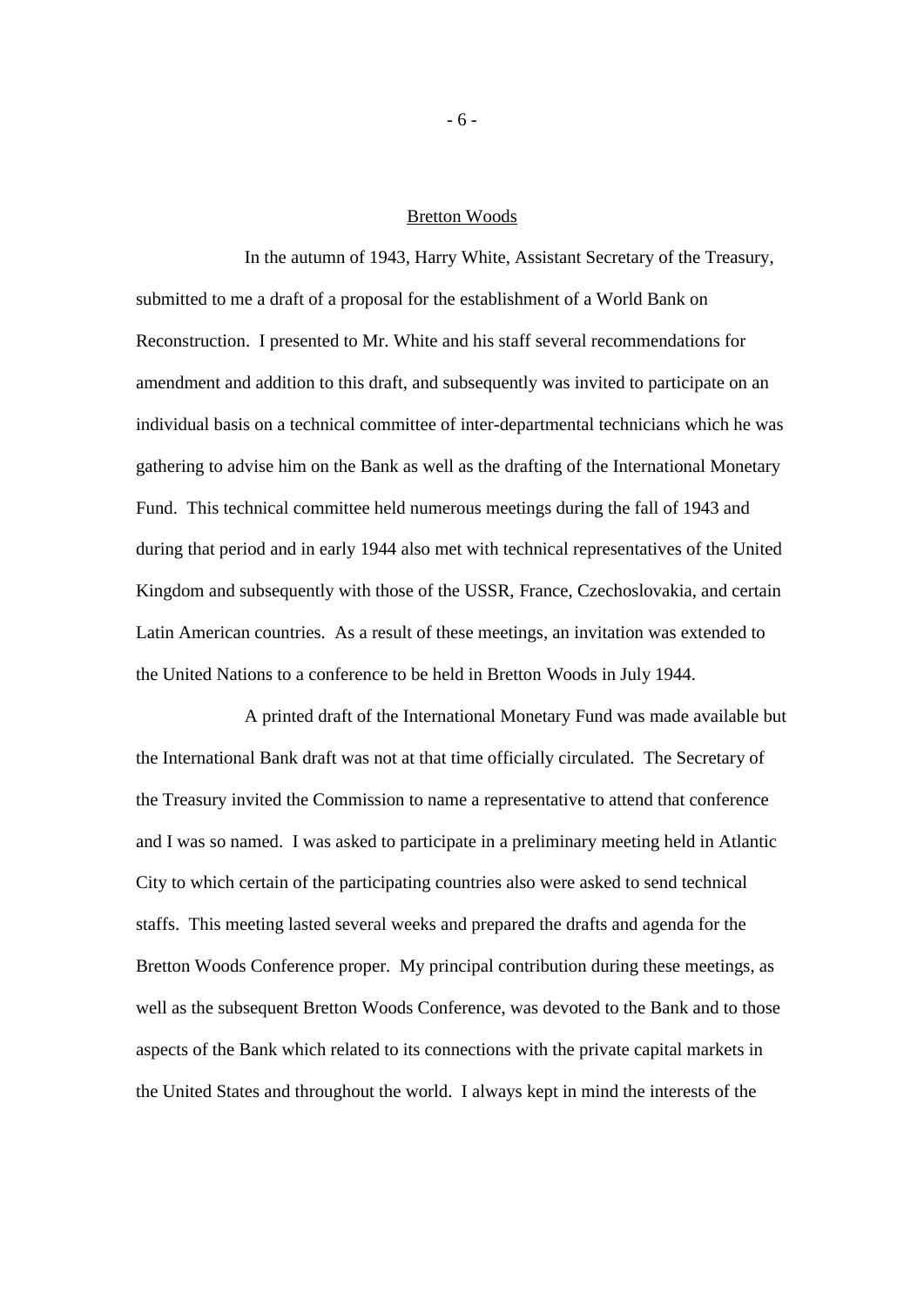## Bretton Woods

In the autumn of 1943, Harry White, Assistant Secretary of the Treasury, submitted to me a draft of a proposal for the establishment of a World Bank on Reconstruction. I presented to Mr. White and his staff several recommendations for amendment and addition to this draft, and subsequently was invited to participate on an individual basis on a technical committee of inter-departmental technicians which he was gathering to advise him on the Bank as well as the drafting of the International Monetary Fund. This technical committee held numerous meetings during the fall of 1943 and during that period and in early 1944 also met with technical representatives of the United Kingdom and subsequently with those of the USSR, France, Czechoslovakia, and certain Latin American countries. As a result of these meetings, an invitation was extended to the United Nations to a conference to be held in Bretton Woods in July 1944.

A printed draft of the International Monetary Fund was made available but the International Bank draft was not at that time officially circulated. The Secretary of the Treasury invited the Commission to name a representative to attend that conference and I was so named. I was asked to participate in a preliminary meeting held in Atlantic City to which certain of the participating countries also were asked to send technical staffs. This meeting lasted several weeks and prepared the drafts and agenda for the Bretton Woods Conference proper. My principal contribution during these meetings, as well as the subsequent Bretton Woods Conference, was devoted to the Bank and to those aspects of the Bank which related to its connections with the private capital markets in the United States and throughout the world. I always kept in mind the interests of the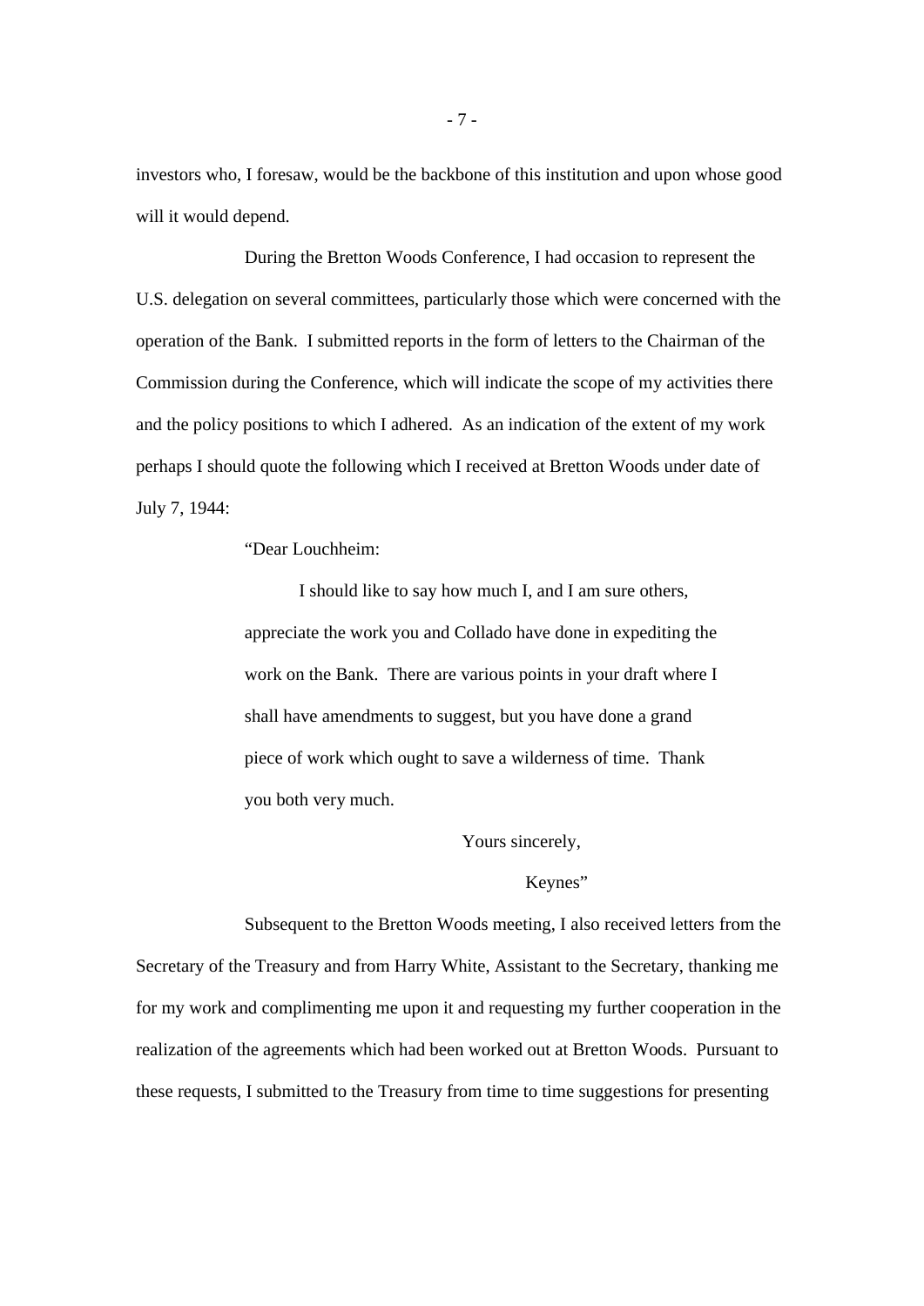investors who, I foresaw, would be the backbone of this institution and upon whose good will it would depend.

During the Bretton Woods Conference, I had occasion to represent the U.S. delegation on several committees, particularly those which were concerned with the operation of the Bank. I submitted reports in the form of letters to the Chairman of the Commission during the Conference, which will indicate the scope of my activities there and the policy positions to which I adhered. As an indication of the extent of my work perhaps I should quote the following which I received at Bretton Woods under date of July 7, 1944:

> "Dear Louchheim:
>
> I should like to say how much I, and I am sure others, appreciate the work you and Collado have done in expediting the work on the Bank. There are various points in your draft where I shall have amendments to suggest, but you have done a grand piece of work which ought to save a wilderness of time. Thank you both very much.
>
> Yours sincerely,
>
> Keynes"

Subsequent to the Bretton Woods meeting, I also received letters from the Secretary of the Treasury and from Harry White, Assistant to the Secretary, thanking me for my work and complimenting me upon it and requesting my further cooperation in the realization of the agreements which had been worked out at Bretton Woods. Pursuant to these requests, I submitted to the Treasury from time to time suggestions for presenting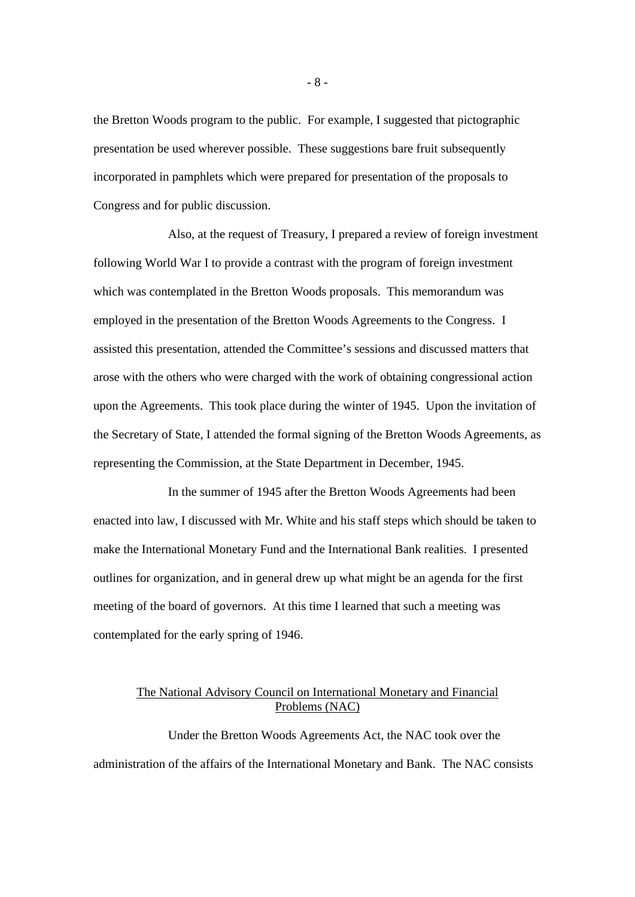the Bretton Woods program to the public. For example, I suggested that pictographic presentation be used wherever possible. These suggestions bare fruit subsequently incorporated in pamphlets which were prepared for presentation of the proposals to Congress and for public discussion.

Also, at the request of Treasury, I prepared a review of foreign investment following World War I to provide a contrast with the program of foreign investment which was contemplated in the Bretton Woods proposals. This memorandum was employed in the presentation of the Bretton Woods Agreements to the Congress. I assisted this presentation, attended the Committee's sessions and discussed matters that arose with the others who were charged with the work of obtaining congressional action upon the Agreements. This took place during the winter of 1945. Upon the invitation of the Secretary of State, I attended the formal signing of the Bretton Woods Agreements, as representing the Commission, at the State Department in December, 1945.

In the summer of 1945 after the Bretton Woods Agreements had been enacted into law, I discussed with Mr. White and his staff steps which should be taken to make the International Monetary Fund and the International Bank realities. I presented outlines for organization, and in general drew up what might be an agenda for the first meeting of the board of governors. At this time I learned that such a meeting was contemplated for the early spring of 1946.

## The National Advisory Council on International Monetary and Financial Problems (NAC)

Under the Bretton Woods Agreements Act, the NAC took over the administration of the affairs of the International Monetary and Bank. The NAC consists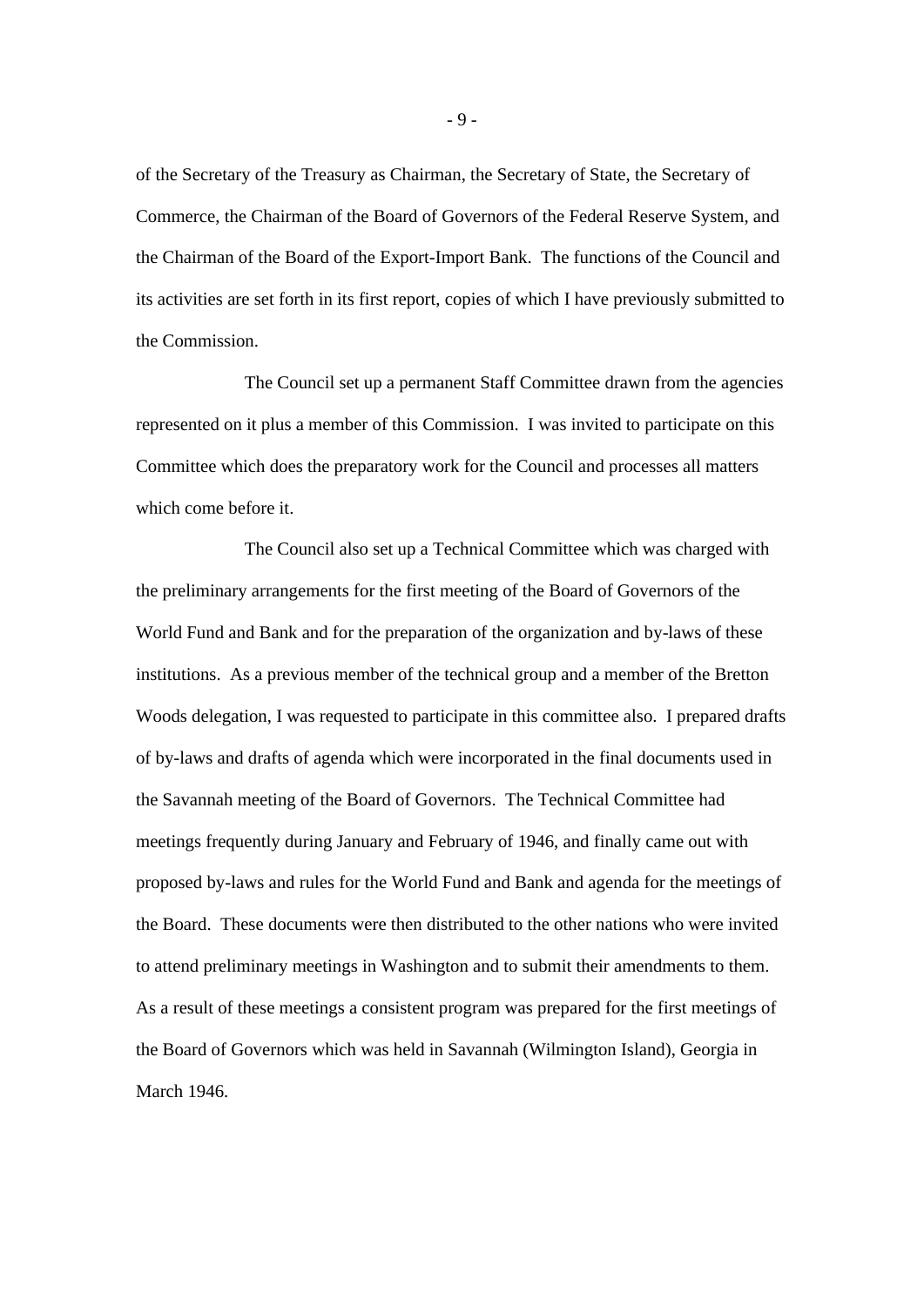of the Secretary of the Treasury as Chairman, the Secretary of State, the Secretary of Commerce, the Chairman of the Board of Governors of the Federal Reserve System, and the Chairman of the Board of the Export-Import Bank. The functions of the Council and its activities are set forth in its first report, copies of which I have previously submitted to the Commission.

The Council set up a permanent Staff Committee drawn from the agencies represented on it plus a member of this Commission. I was invited to participate on this Committee which does the preparatory work for the Council and processes all matters which come before it.

The Council also set up a Technical Committee which was charged with the preliminary arrangements for the first meeting of the Board of Governors of the World Fund and Bank and for the preparation of the organization and by-laws of these institutions. As a previous member of the technical group and a member of the Bretton Woods delegation, I was requested to participate in this committee also. I prepared drafts of by-laws and drafts of agenda which were incorporated in the final documents used in the Savannah meeting of the Board of Governors. The Technical Committee had meetings frequently during January and February of 1946, and finally came out with proposed by-laws and rules for the World Fund and Bank and agenda for the meetings of the Board. These documents were then distributed to the other nations who were invited to attend preliminary meetings in Washington and to submit their amendments to them. As a result of these meetings a consistent program was prepared for the first meetings of the Board of Governors which was held in Savannah (Wilmington Island), Georgia in March 1946.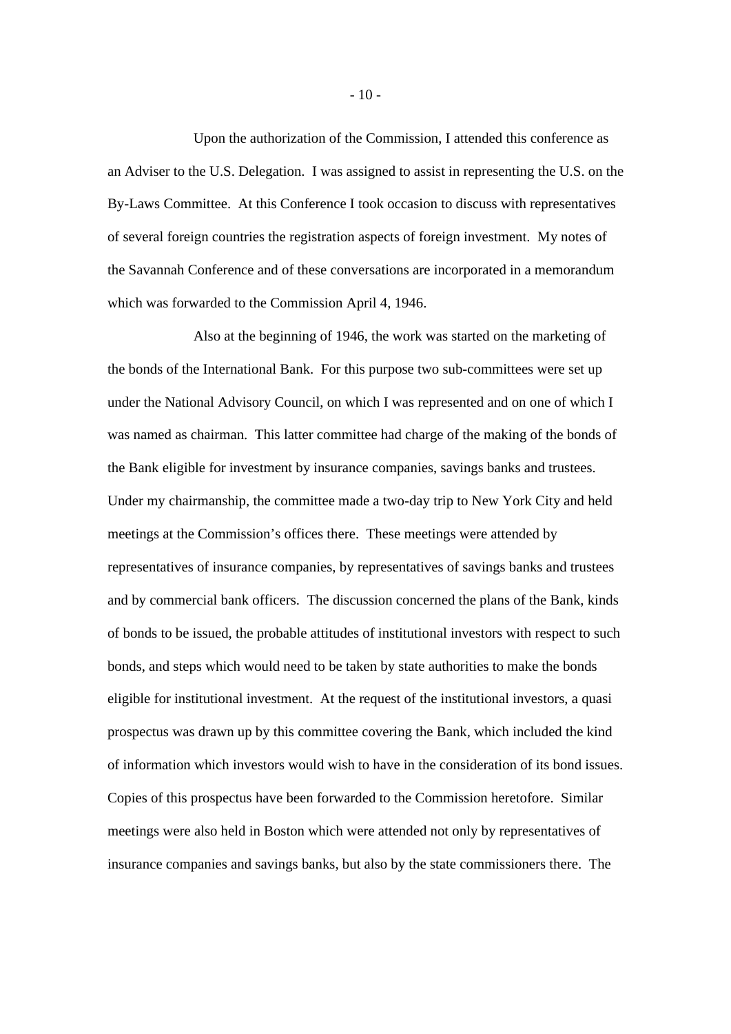Upon the authorization of the Commission, I attended this conference as an Adviser to the U.S. Delegation. I was assigned to assist in representing the U.S. on the By-Laws Committee. At this Conference I took occasion to discuss with representatives of several foreign countries the registration aspects of foreign investment. My notes of the Savannah Conference and of these conversations are incorporated in a memorandum which was forwarded to the Commission April 4, 1946.

Also at the beginning of 1946, the work was started on the marketing of the bonds of the International Bank. For this purpose two sub-committees were set up under the National Advisory Council, on which I was represented and on one of which I was named as chairman. This latter committee had charge of the making of the bonds of the Bank eligible for investment by insurance companies, savings banks and trustees. Under my chairmanship, the committee made a two-day trip to New York City and held meetings at the Commission's offices there. These meetings were attended by representatives of insurance companies, by representatives of savings banks and trustees and by commercial bank officers. The discussion concerned the plans of the Bank, kinds of bonds to be issued, the probable attitudes of institutional investors with respect to such bonds, and steps which would need to be taken by state authorities to make the bonds eligible for institutional investment. At the request of the institutional investors, a quasi prospectus was drawn up by this committee covering the Bank, which included the kind of information which investors would wish to have in the consideration of its bond issues. Copies of this prospectus have been forwarded to the Commission heretofore. Similar meetings were also held in Boston which were attended not only by representatives of insurance companies and savings banks, but also by the state commissioners there. The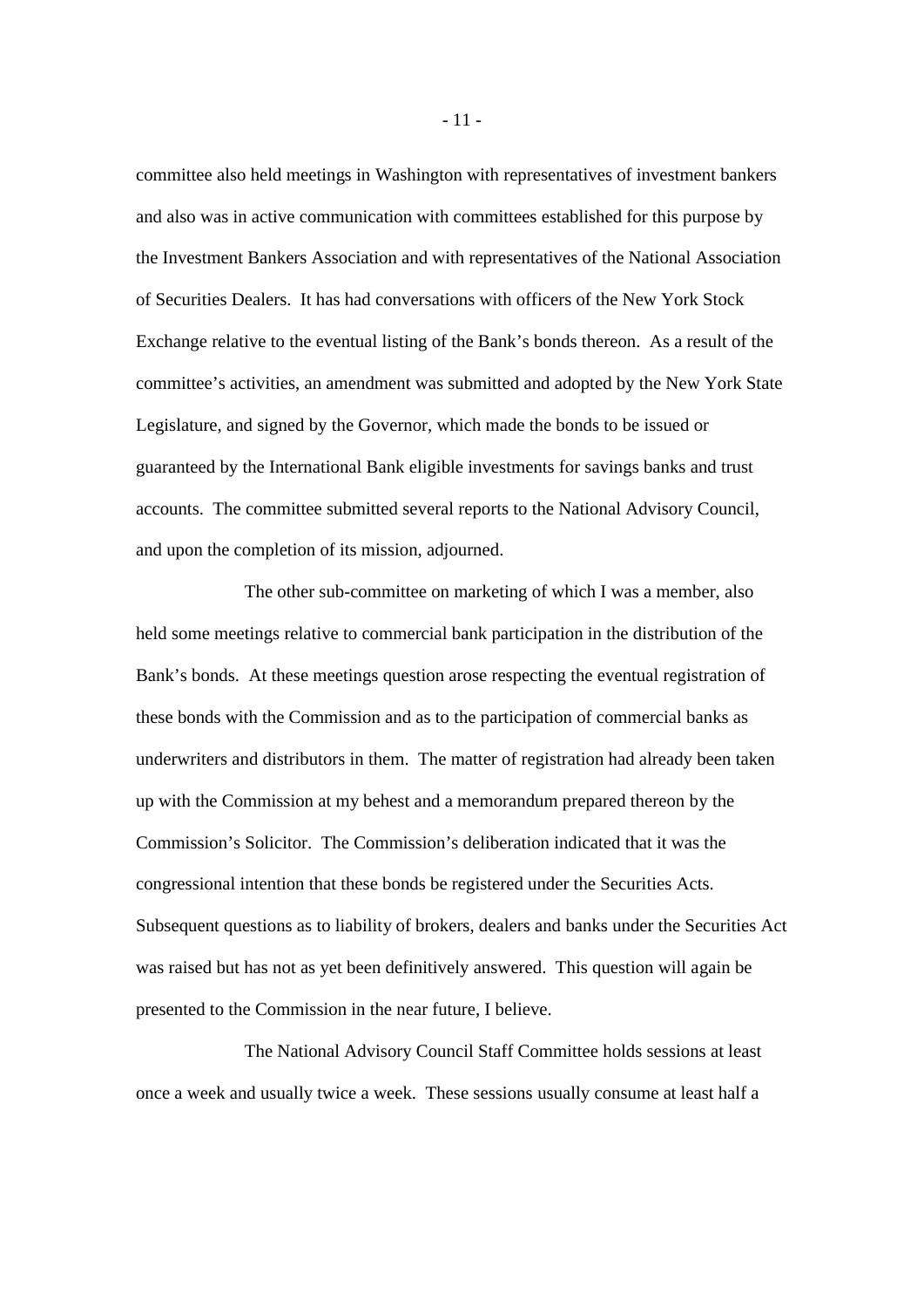committee also held meetings in Washington with representatives of investment bankers and also was in active communication with committees established for this purpose by the Investment Bankers Association and with representatives of the National Association of Securities Dealers. It has had conversations with officers of the New York Stock Exchange relative to the eventual listing of the Bank's bonds thereon. As a result of the committee's activities, an amendment was submitted and adopted by the New York State Legislature, and signed by the Governor, which made the bonds to be issued or guaranteed by the International Bank eligible investments for savings banks and trust accounts. The committee submitted several reports to the National Advisory Council, and upon the completion of its mission, adjourned.

The other sub-committee on marketing of which I was a member, also held some meetings relative to commercial bank participation in the distribution of the Bank's bonds. At these meetings question arose respecting the eventual registration of these bonds with the Commission and as to the participation of commercial banks as underwriters and distributors in them. The matter of registration had already been taken up with the Commission at my behest and a memorandum prepared thereon by the Commission's Solicitor. The Commission's deliberation indicated that it was the congressional intention that these bonds be registered under the Securities Acts. Subsequent questions as to liability of brokers, dealers and banks under the Securities Act was raised but has not as yet been definitively answered. This question will again be presented to the Commission in the near future, I believe.

The National Advisory Council Staff Committee holds sessions at least once a week and usually twice a week. These sessions usually consume at least half a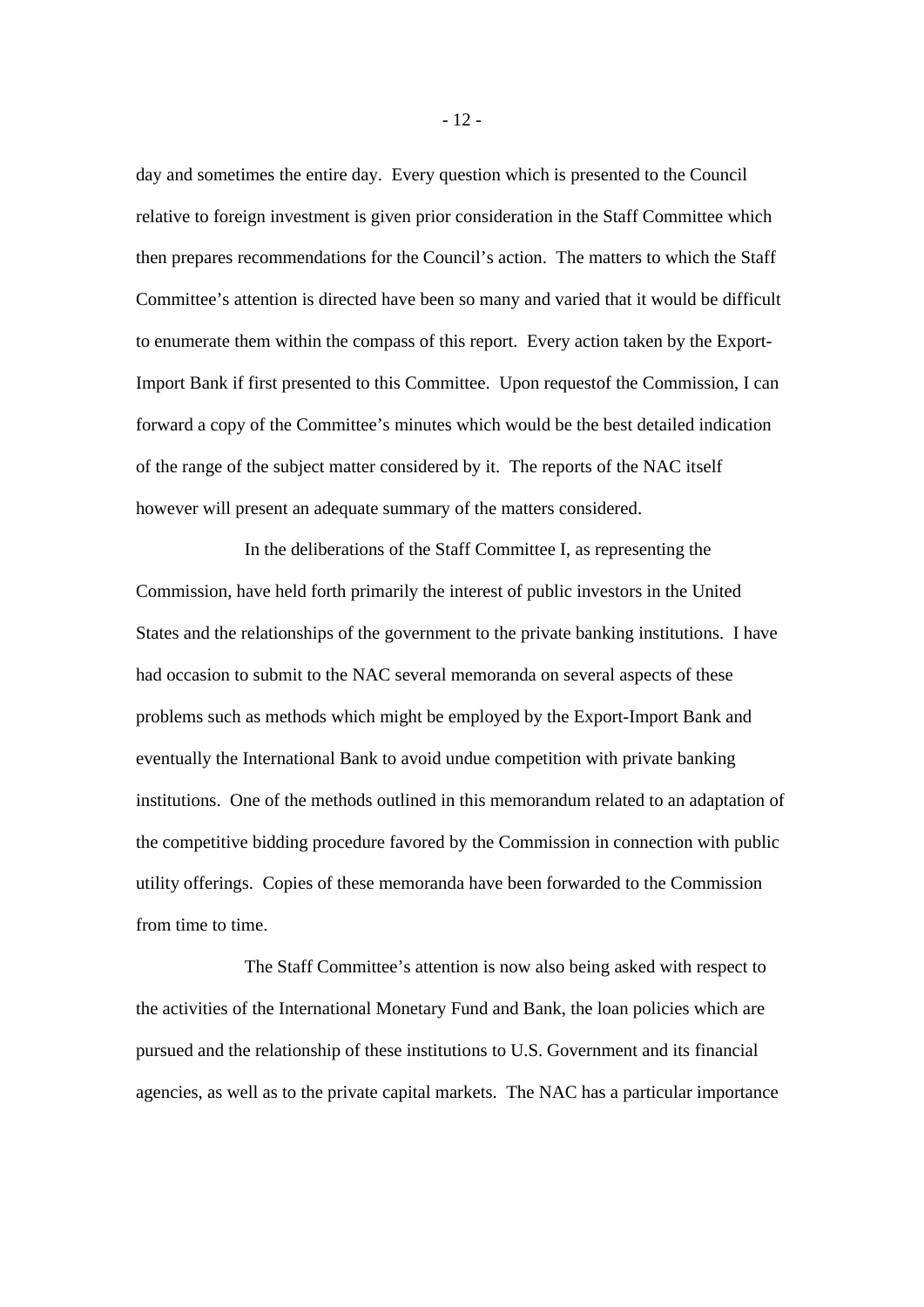day and sometimes the entire day. Every question which is presented to the Council relative to foreign investment is given prior consideration in the Staff Committee which then prepares recommendations for the Council's action. The matters to which the Staff Committee's attention is directed have been so many and varied that it would be difficult to enumerate them within the compass of this report. Every action taken by the Export-Import Bank if first presented to this Committee. Upon requestof the Commission, I can forward a copy of the Committee's minutes which would be the best detailed indication of the range of the subject matter considered by it. The reports of the NAC itself however will present an adequate summary of the matters considered.

In the deliberations of the Staff Committee I, as representing the Commission, have held forth primarily the interest of public investors in the United States and the relationships of the government to the private banking institutions. I have had occasion to submit to the NAC several memoranda on several aspects of these problems such as methods which might be employed by the Export-Import Bank and eventually the International Bank to avoid undue competition with private banking institutions. One of the methods outlined in this memorandum related to an adaptation of the competitive bidding procedure favored by the Commission in connection with public utility offerings. Copies of these memoranda have been forwarded to the Commission from time to time.

The Staff Committee's attention is now also being asked with respect to the activities of the International Monetary Fund and Bank, the loan policies which are pursued and the relationship of these institutions to U.S. Government and its financial agencies, as well as to the private capital markets. The NAC has a particular importance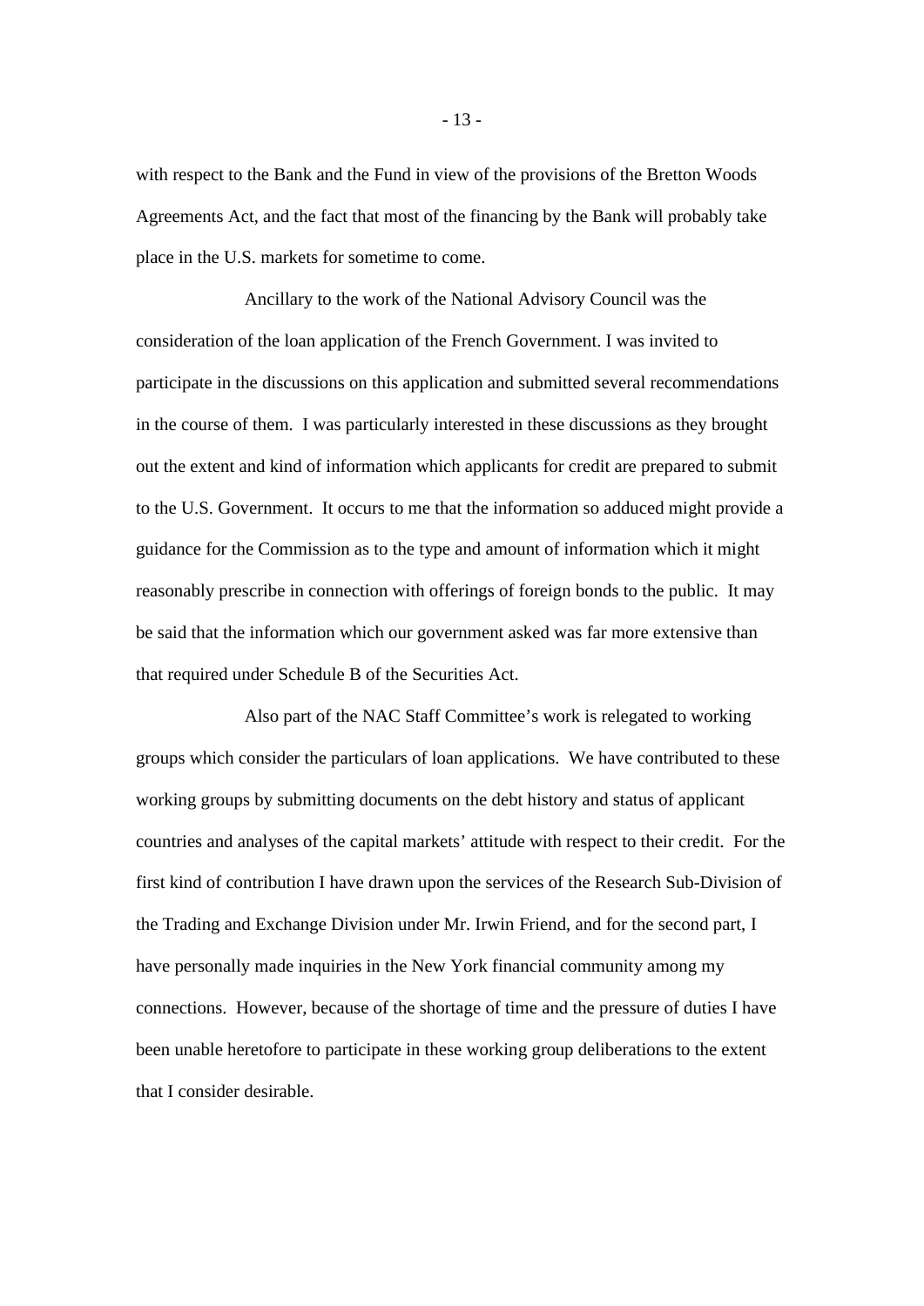with respect to the Bank and the Fund in view of the provisions of the Bretton Woods Agreements Act, and the fact that most of the financing by the Bank will probably take place in the U.S. markets for sometime to come.

Ancillary to the work of the National Advisory Council was the consideration of the loan application of the French Government. I was invited to participate in the discussions on this application and submitted several recommendations in the course of them. I was particularly interested in these discussions as they brought out the extent and kind of information which applicants for credit are prepared to submit to the U.S. Government. It occurs to me that the information so adduced might provide a guidance for the Commission as to the type and amount of information which it might reasonably prescribe in connection with offerings of foreign bonds to the public. It may be said that the information which our government asked was far more extensive than that required under Schedule B of the Securities Act.

Also part of the NAC Staff Committee's work is relegated to working groups which consider the particulars of loan applications. We have contributed to these working groups by submitting documents on the debt history and status of applicant countries and analyses of the capital markets' attitude with respect to their credit. For the first kind of contribution I have drawn upon the services of the Research Sub-Division of the Trading and Exchange Division under Mr. Irwin Friend, and for the second part, I have personally made inquiries in the New York financial community among my connections. However, because of the shortage of time and the pressure of duties I have been unable heretofore to participate in these working group deliberations to the extent that I consider desirable.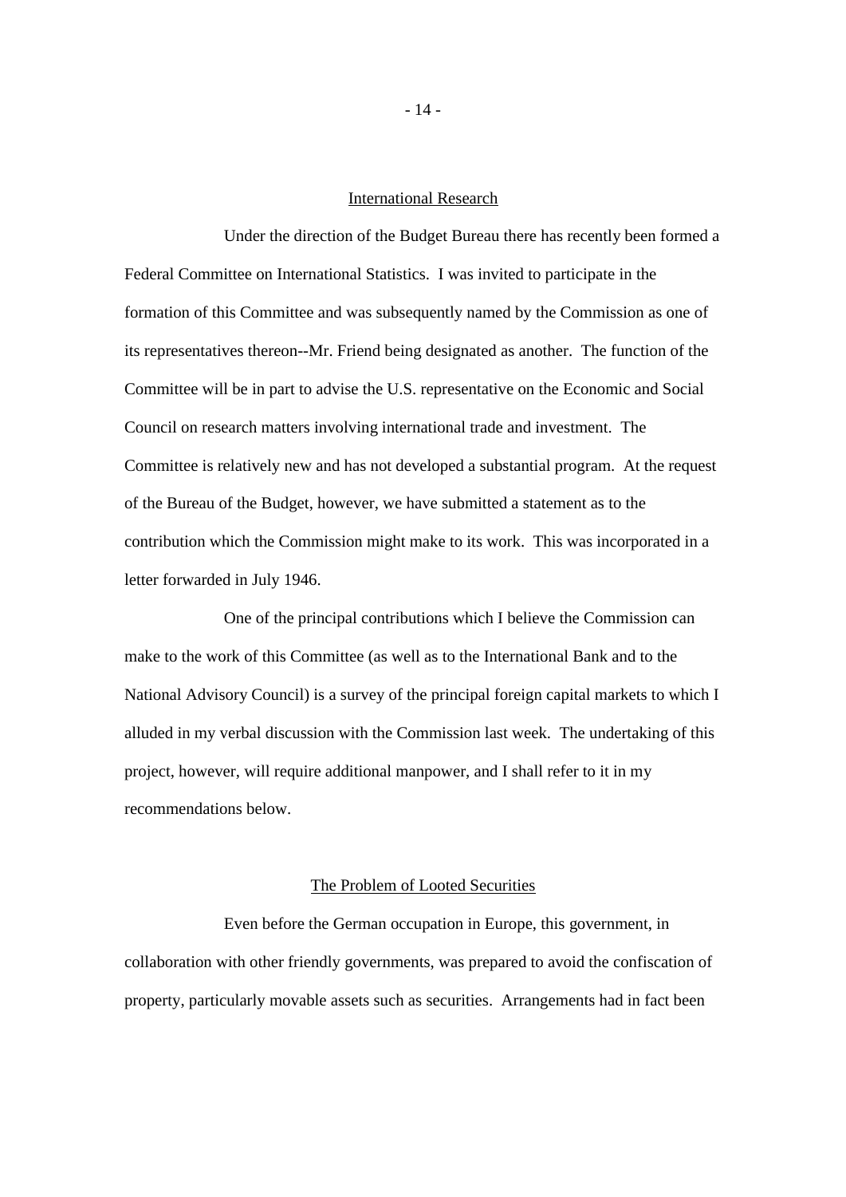## International Research

Under the direction of the Budget Bureau there has recently been formed a Federal Committee on International Statistics. I was invited to participate in the formation of this Committee and was subsequently named by the Commission as one of its representatives thereon--Mr. Friend being designated as another. The function of the Committee will be in part to advise the U.S. representative on the Economic and Social Council on research matters involving international trade and investment. The Committee is relatively new and has not developed a substantial program. At the request of the Bureau of the Budget, however, we have submitted a statement as to the contribution which the Commission might make to its work. This was incorporated in a letter forwarded in July 1946.

One of the principal contributions which I believe the Commission can make to the work of this Committee (as well as to the International Bank and to the National Advisory Council) is a survey of the principal foreign capital markets to which I alluded in my verbal discussion with the Commission last week. The undertaking of this project, however, will require additional manpower, and I shall refer to it in my recommendations below.

## The Problem of Looted Securities

Even before the German occupation in Europe, this government, in collaboration with other friendly governments, was prepared to avoid the confiscation of property, particularly movable assets such as securities. Arrangements had in fact been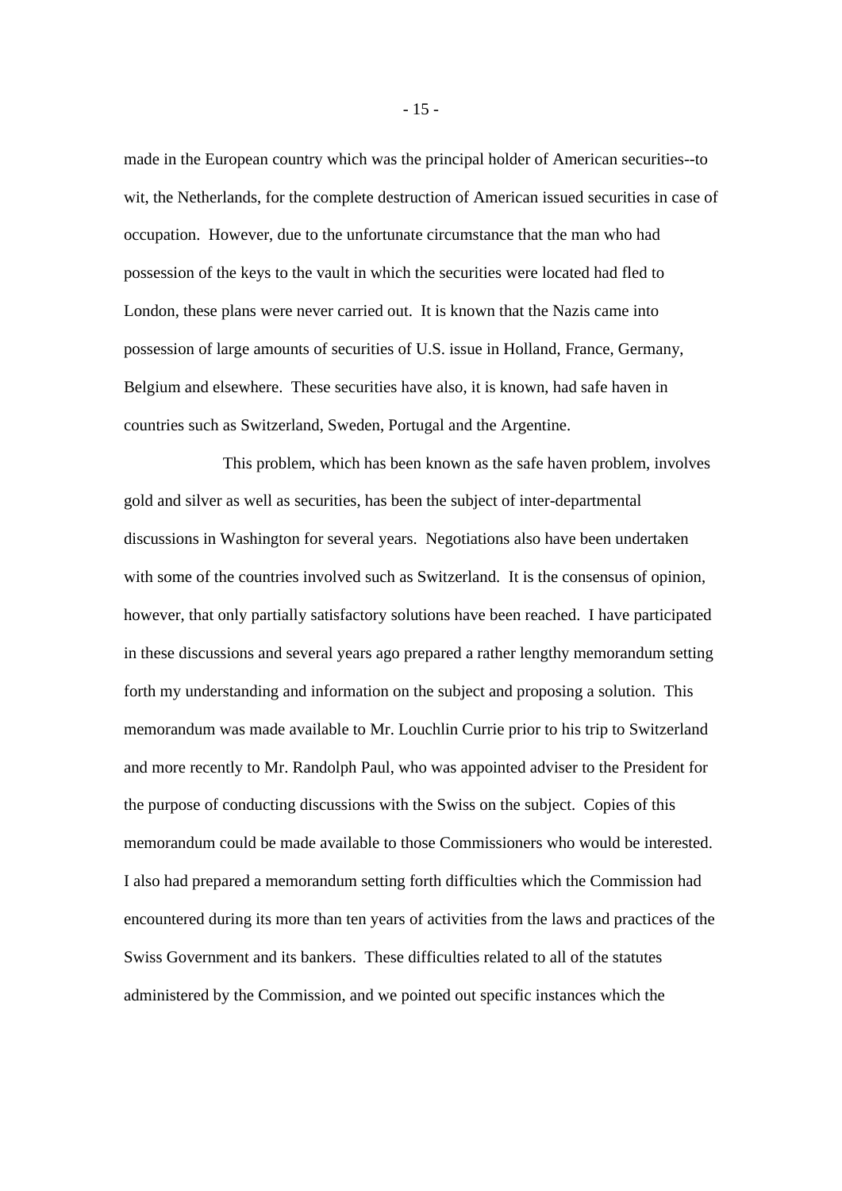made in the European country which was the principal holder of American securities--to wit, the Netherlands, for the complete destruction of American issued securities in case of occupation. However, due to the unfortunate circumstance that the man who had possession of the keys to the vault in which the securities were located had fled to London, these plans were never carried out. It is known that the Nazis came into possession of large amounts of securities of U.S. issue in Holland, France, Germany, Belgium and elsewhere. These securities have also, it is known, had safe haven in countries such as Switzerland, Sweden, Portugal and the Argentine.

This problem, which has been known as the safe haven problem, involves gold and silver as well as securities, has been the subject of inter-departmental discussions in Washington for several years. Negotiations also have been undertaken with some of the countries involved such as Switzerland. It is the consensus of opinion, however, that only partially satisfactory solutions have been reached. I have participated in these discussions and several years ago prepared a rather lengthy memorandum setting forth my understanding and information on the subject and proposing a solution. This memorandum was made available to Mr. Louchlin Currie prior to his trip to Switzerland and more recently to Mr. Randolph Paul, who was appointed adviser to the President for the purpose of conducting discussions with the Swiss on the subject. Copies of this memorandum could be made available to those Commissioners who would be interested. I also had prepared a memorandum setting forth difficulties which the Commission had encountered during its more than ten years of activities from the laws and practices of the Swiss Government and its bankers. These difficulties related to all of the statutes administered by the Commission, and we pointed out specific instances which the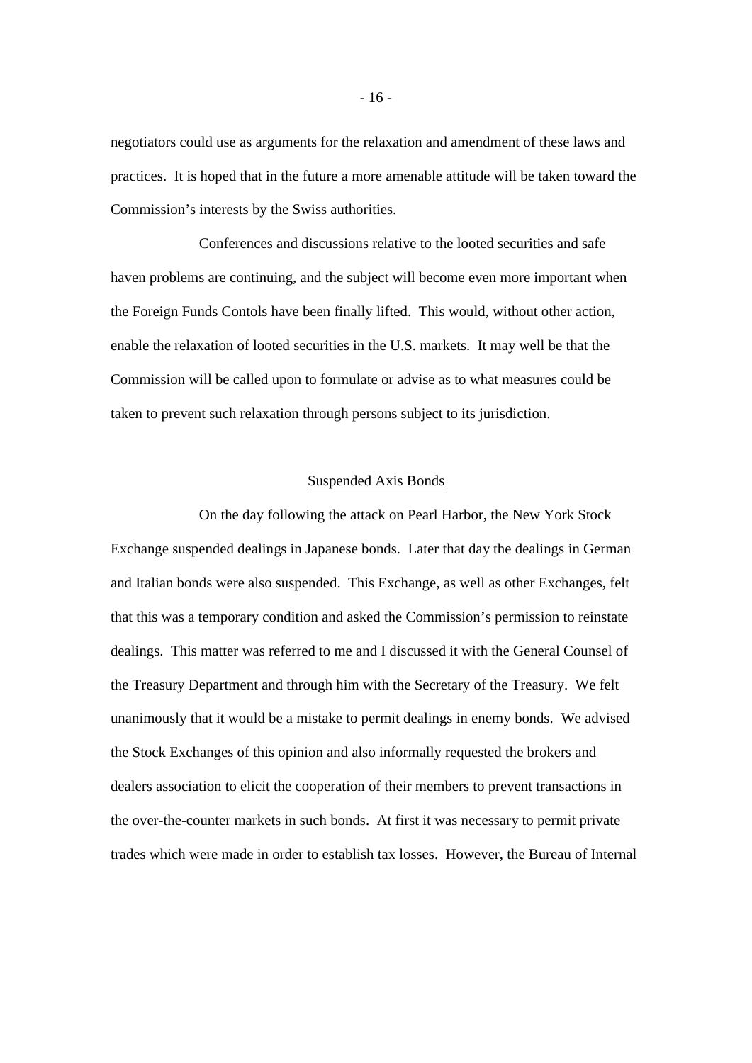negotiators could use as arguments for the relaxation and amendment of these laws and practices. It is hoped that in the future a more amenable attitude will be taken toward the Commission's interests by the Swiss authorities.

Conferences and discussions relative to the looted securities and safe haven problems are continuing, and the subject will become even more important when the Foreign Funds Contols have been finally lifted. This would, without other action, enable the relaxation of looted securities in the U.S. markets. It may well be that the Commission will be called upon to formulate or advise as to what measures could be taken to prevent such relaxation through persons subject to its jurisdiction.

## Suspended Axis Bonds

On the day following the attack on Pearl Harbor, the New York Stock Exchange suspended dealings in Japanese bonds. Later that day the dealings in German and Italian bonds were also suspended. This Exchange, as well as other Exchanges, felt that this was a temporary condition and asked the Commission's permission to reinstate dealings. This matter was referred to me and I discussed it with the General Counsel of the Treasury Department and through him with the Secretary of the Treasury. We felt unanimously that it would be a mistake to permit dealings in enemy bonds. We advised the Stock Exchanges of this opinion and also informally requested the brokers and dealers association to elicit the cooperation of their members to prevent transactions in the over-the-counter markets in such bonds. At first it was necessary to permit private trades which were made in order to establish tax losses. However, the Bureau of Internal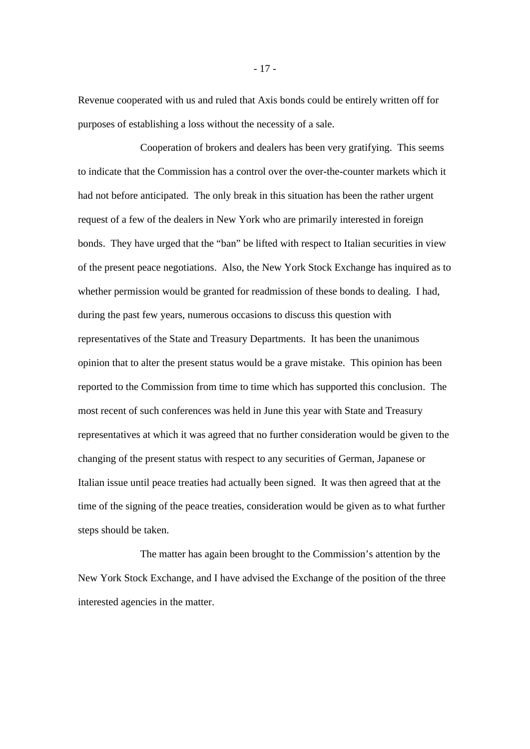Revenue cooperated with us and ruled that Axis bonds could be entirely written off for purposes of establishing a loss without the necessity of a sale.

Cooperation of brokers and dealers has been very gratifying. This seems to indicate that the Commission has a control over the over-the-counter markets which it had not before anticipated. The only break in this situation has been the rather urgent request of a few of the dealers in New York who are primarily interested in foreign bonds. They have urged that the "ban" be lifted with respect to Italian securities in view of the present peace negotiations. Also, the New York Stock Exchange has inquired as to whether permission would be granted for readmission of these bonds to dealing. I had, during the past few years, numerous occasions to discuss this question with representatives of the State and Treasury Departments. It has been the unanimous opinion that to alter the present status would be a grave mistake. This opinion has been reported to the Commission from time to time which has supported this conclusion. The most recent of such conferences was held in June this year with State and Treasury representatives at which it was agreed that no further consideration would be given to the changing of the present status with respect to any securities of German, Japanese or Italian issue until peace treaties had actually been signed. It was then agreed that at the time of the signing of the peace treaties, consideration would be given as to what further steps should be taken.

The matter has again been brought to the Commission's attention by the New York Stock Exchange, and I have advised the Exchange of the position of the three interested agencies in the matter.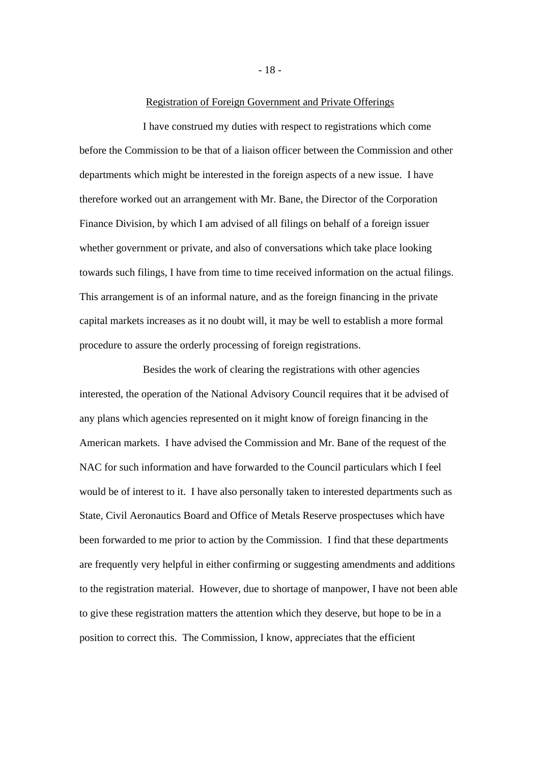Registration of Foreign Government and Private Offerings

I have construed my duties with respect to registrations which come before the Commission to be that of a liaison officer between the Commission and other departments which might be interested in the foreign aspects of a new issue. I have therefore worked out an arrangement with Mr. Bane, the Director of the Corporation Finance Division, by which I am advised of all filings on behalf of a foreign issuer whether government or private, and also of conversations which take place looking towards such filings, I have from time to time received information on the actual filings. This arrangement is of an informal nature, and as the foreign financing in the private capital markets increases as it no doubt will, it may be well to establish a more formal procedure to assure the orderly processing of foreign registrations.

Besides the work of clearing the registrations with other agencies interested, the operation of the National Advisory Council requires that it be advised of any plans which agencies represented on it might know of foreign financing in the American markets. I have advised the Commission and Mr. Bane of the request of the NAC for such information and have forwarded to the Council particulars which I feel would be of interest to it. I have also personally taken to interested departments such as State, Civil Aeronautics Board and Office of Metals Reserve prospectuses which have been forwarded to me prior to action by the Commission. I find that these departments are frequently very helpful in either confirming or suggesting amendments and additions to the registration material. However, due to shortage of manpower, I have not been able to give these registration matters the attention which they deserve, but hope to be in a position to correct this. The Commission, I know, appreciates that the efficient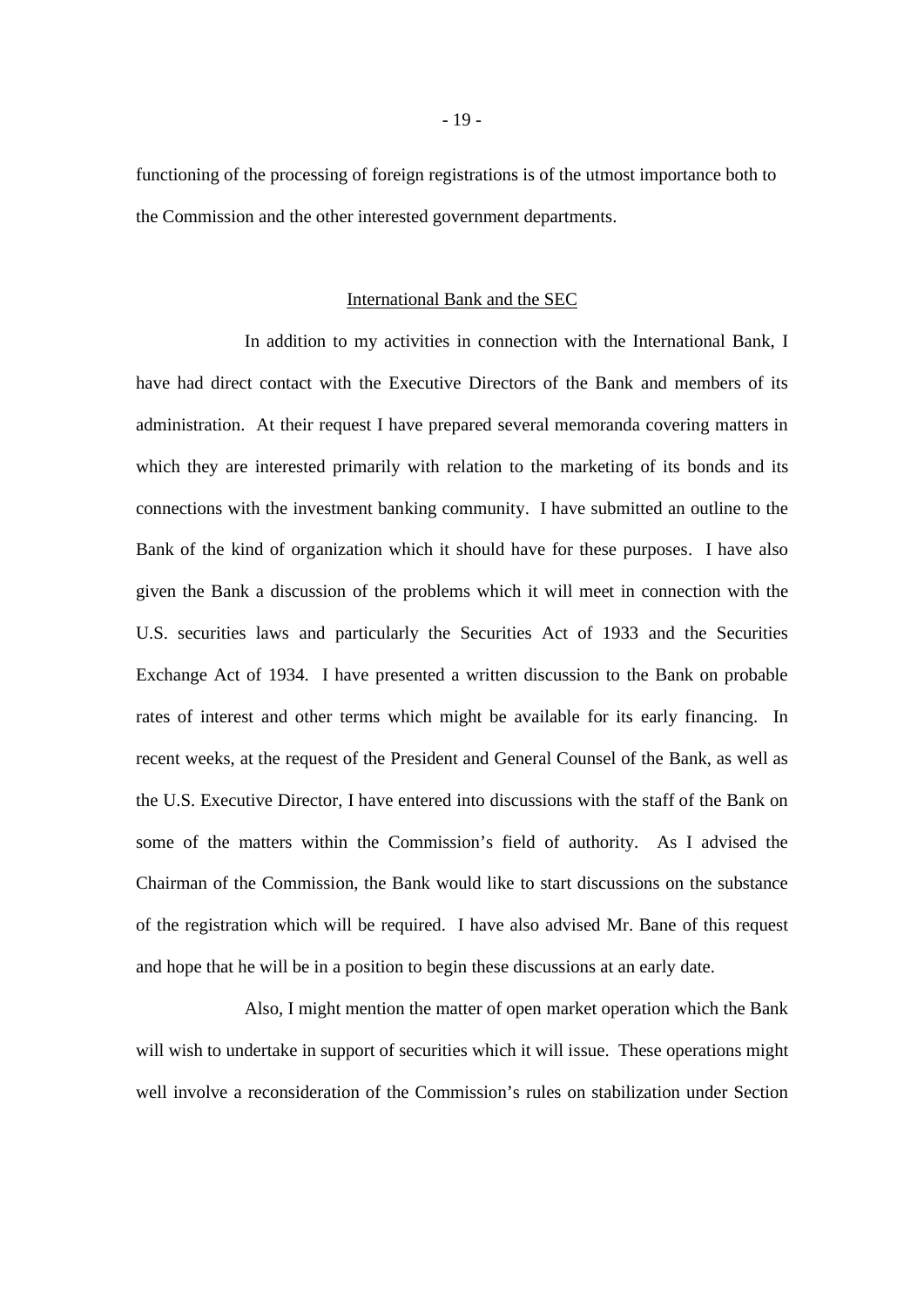functioning of the processing of foreign registrations is of the utmost importance both to the Commission and the other interested government departments.

## International Bank and the SEC

In addition to my activities in connection with the International Bank, I have had direct contact with the Executive Directors of the Bank and members of its administration. At their request I have prepared several memoranda covering matters in which they are interested primarily with relation to the marketing of its bonds and its connections with the investment banking community. I have submitted an outline to the Bank of the kind of organization which it should have for these purposes. I have also given the Bank a discussion of the problems which it will meet in connection with the U.S. securities laws and particularly the Securities Act of 1933 and the Securities Exchange Act of 1934. I have presented a written discussion to the Bank on probable rates of interest and other terms which might be available for its early financing. In recent weeks, at the request of the President and General Counsel of the Bank, as well as the U.S. Executive Director, I have entered into discussions with the staff of the Bank on some of the matters within the Commission's field of authority. As I advised the Chairman of the Commission, the Bank would like to start discussions on the substance of the registration which will be required. I have also advised Mr. Bane of this request and hope that he will be in a position to begin these discussions at an early date.

Also, I might mention the matter of open market operation which the Bank will wish to undertake in support of securities which it will issue. These operations might well involve a reconsideration of the Commission's rules on stabilization under Section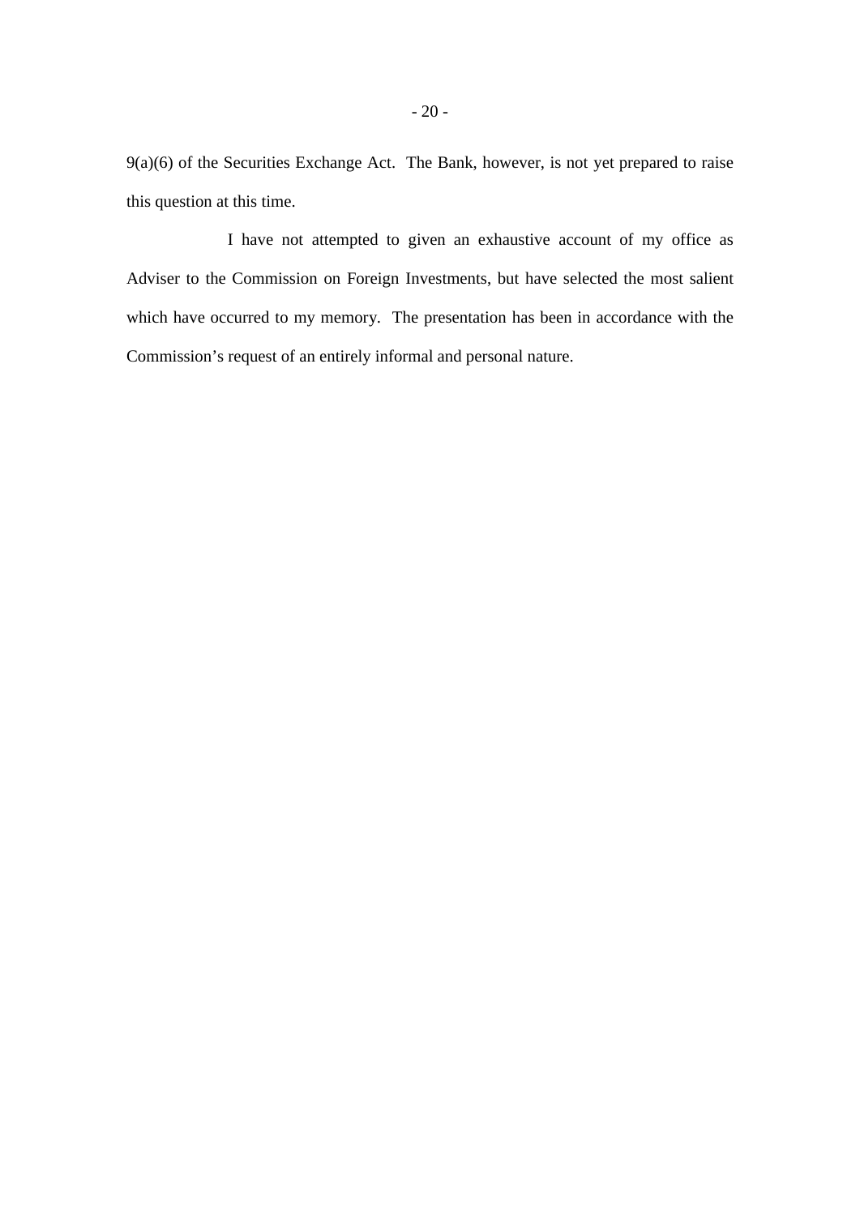9(a)(6) of the Securities Exchange Act. The Bank, however, is not yet prepared to raise this question at this time.

I have not attempted to given an exhaustive account of my office as Adviser to the Commission on Foreign Investments, but have selected the most salient which have occurred to my memory. The presentation has been in accordance with the Commission's request of an entirely informal and personal nature.